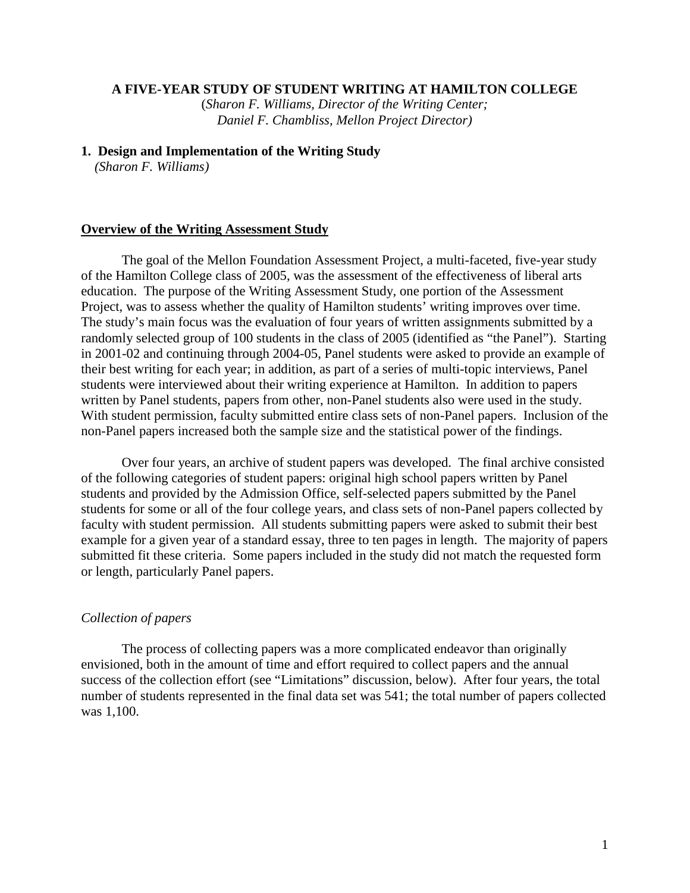# A FIVE-YEAR STUDY OF STUDENT WRITING AT HAMILTON COLLEGE

(*Sharon F. Williams, Director of the Writing Center;*
*Daniel F. Chambliss, Mellon Project Director)*

## 1. Design and Implementation of the Writing Study

*(Sharon F. Williams)*

### Overview of the Writing Assessment Study

The goal of the Mellon Foundation Assessment Project, a multi-faceted, five-year study of the Hamilton College class of 2005, was the assessment of the effectiveness of liberal arts education. The purpose of the Writing Assessment Study, one portion of the Assessment Project, was to assess whether the quality of Hamilton students' writing improves over time. The study's main focus was the evaluation of four years of written assignments submitted by a randomly selected group of 100 students in the class of 2005 (identified as "the Panel"). Starting in 2001-02 and continuing through 2004-05, Panel students were asked to provide an example of their best writing for each year; in addition, as part of a series of multi-topic interviews, Panel students were interviewed about their writing experience at Hamilton. In addition to papers written by Panel students, papers from other, non-Panel students also were used in the study. With student permission, faculty submitted entire class sets of non-Panel papers. Inclusion of the non-Panel papers increased both the sample size and the statistical power of the findings.

Over four years, an archive of student papers was developed. The final archive consisted of the following categories of student papers: original high school papers written by Panel students and provided by the Admission Office, self-selected papers submitted by the Panel students for some or all of the four college years, and class sets of non-Panel papers collected by faculty with student permission. All students submitting papers were asked to submit their best example for a given year of a standard essay, three to ten pages in length. The majority of papers submitted fit these criteria. Some papers included in the study did not match the requested form or length, particularly Panel papers.

#### *Collection of papers*

The process of collecting papers was a more complicated endeavor than originally envisioned, both in the amount of time and effort required to collect papers and the annual success of the collection effort (see "Limitations" discussion, below). After four years, the total number of students represented in the final data set was 541; the total number of papers collected was 1,100.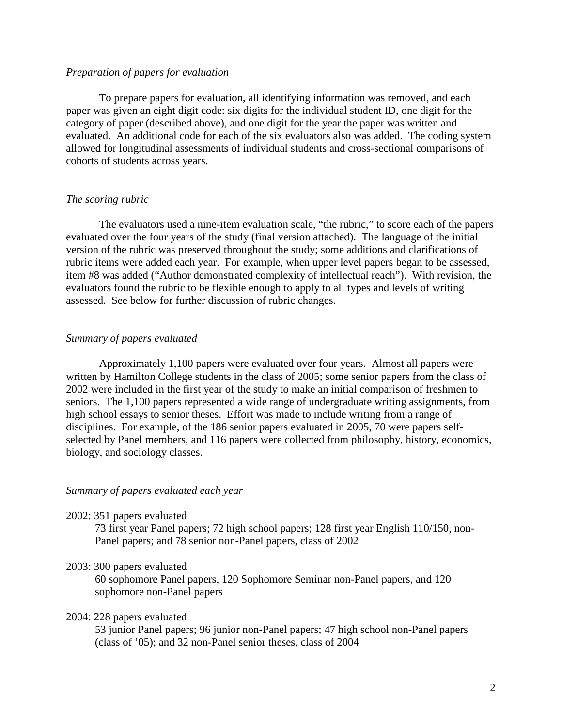*Preparation of papers for evaluation*

To prepare papers for evaluation, all identifying information was removed, and each paper was given an eight digit code: six digits for the individual student ID, one digit for the category of paper (described above), and one digit for the year the paper was written and evaluated. An additional code for each of the six evaluators also was added. The coding system allowed for longitudinal assessments of individual students and cross-sectional comparisons of cohorts of students across years.

*The scoring rubric*

The evaluators used a nine-item evaluation scale, "the rubric," to score each of the papers evaluated over the four years of the study (final version attached). The language of the initial version of the rubric was preserved throughout the study; some additions and clarifications of rubric items were added each year. For example, when upper level papers began to be assessed, item #8 was added ("Author demonstrated complexity of intellectual reach"). With revision, the evaluators found the rubric to be flexible enough to apply to all types and levels of writing assessed. See below for further discussion of rubric changes.

*Summary of papers evaluated*

Approximately 1,100 papers were evaluated over four years. Almost all papers were written by Hamilton College students in the class of 2005; some senior papers from the class of 2002 were included in the first year of the study to make an initial comparison of freshmen to seniors. The 1,100 papers represented a wide range of undergraduate writing assignments, from high school essays to senior theses. Effort was made to include writing from a range of disciplines. For example, of the 186 senior papers evaluated in 2005, 70 were papers self-selected by Panel members, and 116 papers were collected from philosophy, history, economics, biology, and sociology classes.

*Summary of papers evaluated each year*

2002: 351 papers evaluated
    73 first year Panel papers; 72 high school papers; 128 first year English 110/150, non-Panel papers; and 78 senior non-Panel papers, class of 2002

2003: 300 papers evaluated
    60 sophomore Panel papers, 120 Sophomore Seminar non-Panel papers, and 120 sophomore non-Panel papers

2004: 228 papers evaluated
    53 junior Panel papers; 96 junior non-Panel papers; 47 high school non-Panel papers (class of '05); and 32 non-Panel senior theses, class of 2004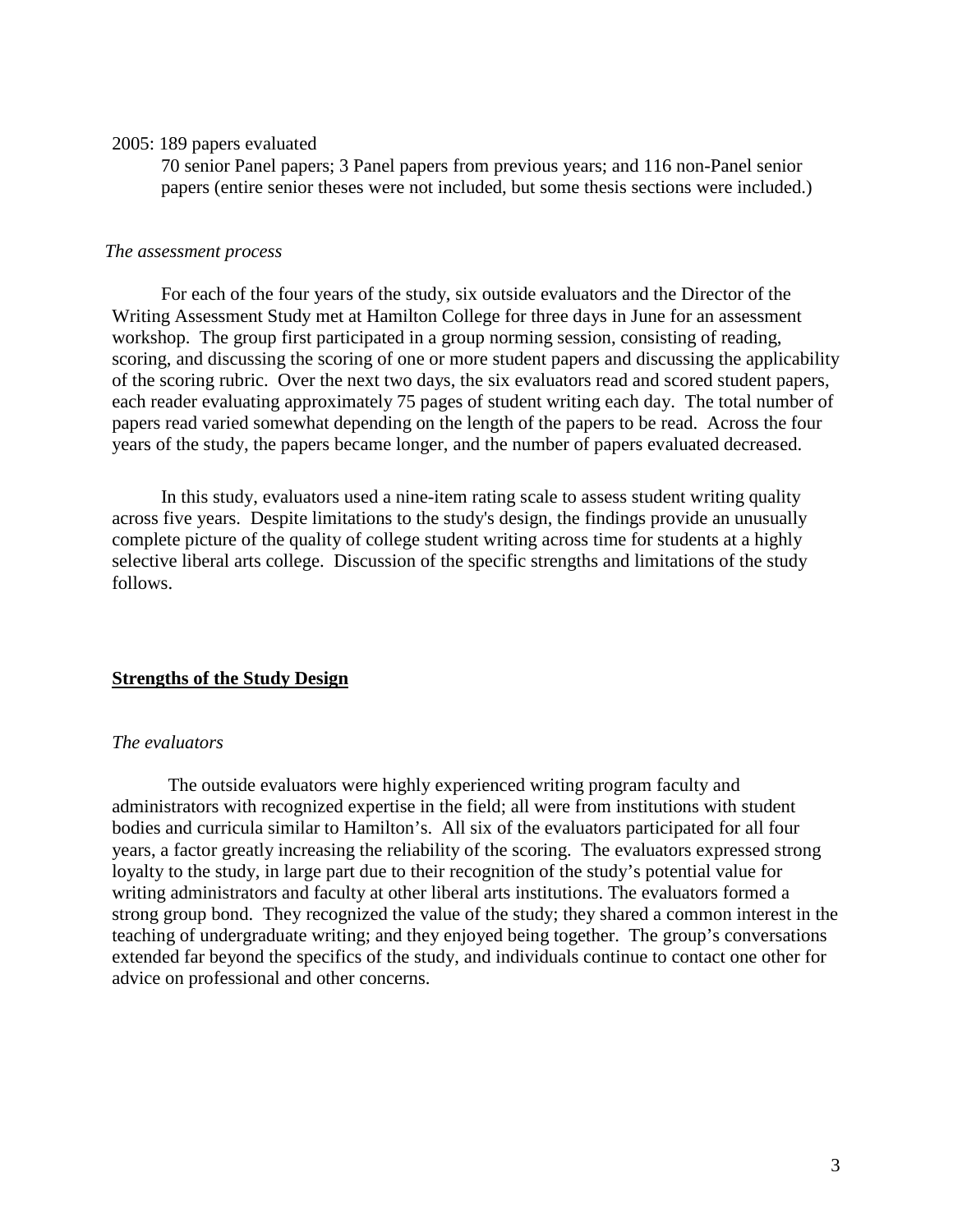2005: 189 papers evaluated

70 senior Panel papers; 3 Panel papers from previous years; and 116 non-Panel senior papers (entire senior theses were not included, but some thesis sections were included.)

*The assessment process*

For each of the four years of the study, six outside evaluators and the Director of the Writing Assessment Study met at Hamilton College for three days in June for an assessment workshop. The group first participated in a group norming session, consisting of reading, scoring, and discussing the scoring of one or more student papers and discussing the applicability of the scoring rubric. Over the next two days, the six evaluators read and scored student papers, each reader evaluating approximately 75 pages of student writing each day. The total number of papers read varied somewhat depending on the length of the papers to be read. Across the four years of the study, the papers became longer, and the number of papers evaluated decreased.

In this study, evaluators used a nine-item rating scale to assess student writing quality across five years. Despite limitations to the study's design, the findings provide an unusually complete picture of the quality of college student writing across time for students at a highly selective liberal arts college. Discussion of the specific strengths and limitations of the study follows.

## **Strengths of the Study Design**

*The evaluators*

The outside evaluators were highly experienced writing program faculty and administrators with recognized expertise in the field; all were from institutions with student bodies and curricula similar to Hamilton's. All six of the evaluators participated for all four years, a factor greatly increasing the reliability of the scoring. The evaluators expressed strong loyalty to the study, in large part due to their recognition of the study's potential value for writing administrators and faculty at other liberal arts institutions. The evaluators formed a strong group bond. They recognized the value of the study; they shared a common interest in the teaching of undergraduate writing; and they enjoyed being together. The group's conversations extended far beyond the specifics of the study, and individuals continue to contact one other for advice on professional and other concerns.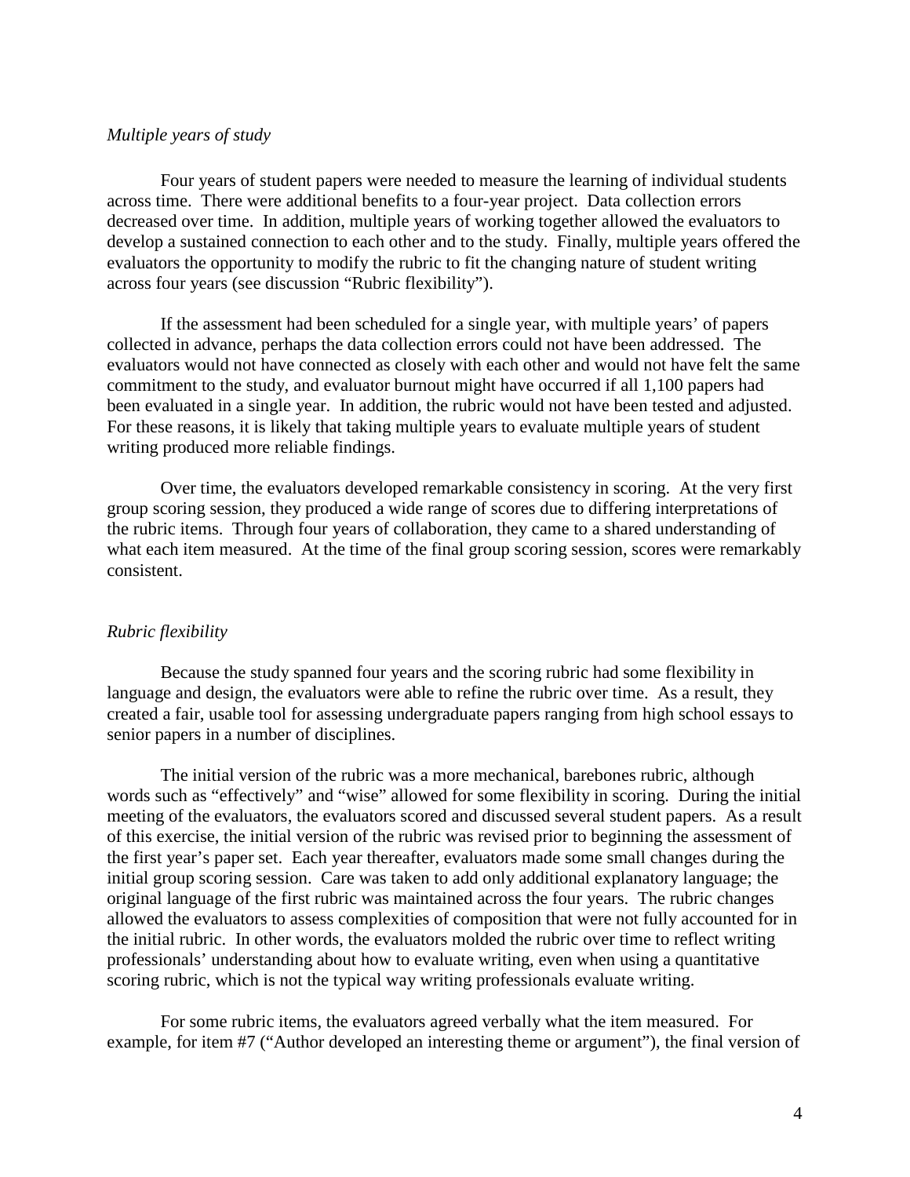*Multiple years of study*

Four years of student papers were needed to measure the learning of individual students across time. There were additional benefits to a four-year project. Data collection errors decreased over time. In addition, multiple years of working together allowed the evaluators to develop a sustained connection to each other and to the study. Finally, multiple years offered the evaluators the opportunity to modify the rubric to fit the changing nature of student writing across four years (see discussion "Rubric flexibility").

If the assessment had been scheduled for a single year, with multiple years' of papers collected in advance, perhaps the data collection errors could not have been addressed. The evaluators would not have connected as closely with each other and would not have felt the same commitment to the study, and evaluator burnout might have occurred if all 1,100 papers had been evaluated in a single year. In addition, the rubric would not have been tested and adjusted. For these reasons, it is likely that taking multiple years to evaluate multiple years of student writing produced more reliable findings.

Over time, the evaluators developed remarkable consistency in scoring. At the very first group scoring session, they produced a wide range of scores due to differing interpretations of the rubric items. Through four years of collaboration, they came to a shared understanding of what each item measured. At the time of the final group scoring session, scores were remarkably consistent.

*Rubric flexibility*

Because the study spanned four years and the scoring rubric had some flexibility in language and design, the evaluators were able to refine the rubric over time. As a result, they created a fair, usable tool for assessing undergraduate papers ranging from high school essays to senior papers in a number of disciplines.

The initial version of the rubric was a more mechanical, barebones rubric, although words such as "effectively" and "wise" allowed for some flexibility in scoring. During the initial meeting of the evaluators, the evaluators scored and discussed several student papers. As a result of this exercise, the initial version of the rubric was revised prior to beginning the assessment of the first year's paper set. Each year thereafter, evaluators made some small changes during the initial group scoring session. Care was taken to add only additional explanatory language; the original language of the first rubric was maintained across the four years. The rubric changes allowed the evaluators to assess complexities of composition that were not fully accounted for in the initial rubric. In other words, the evaluators molded the rubric over time to reflect writing professionals' understanding about how to evaluate writing, even when using a quantitative scoring rubric, which is not the typical way writing professionals evaluate writing.

For some rubric items, the evaluators agreed verbally what the item measured. For example, for item #7 ("Author developed an interesting theme or argument"), the final version of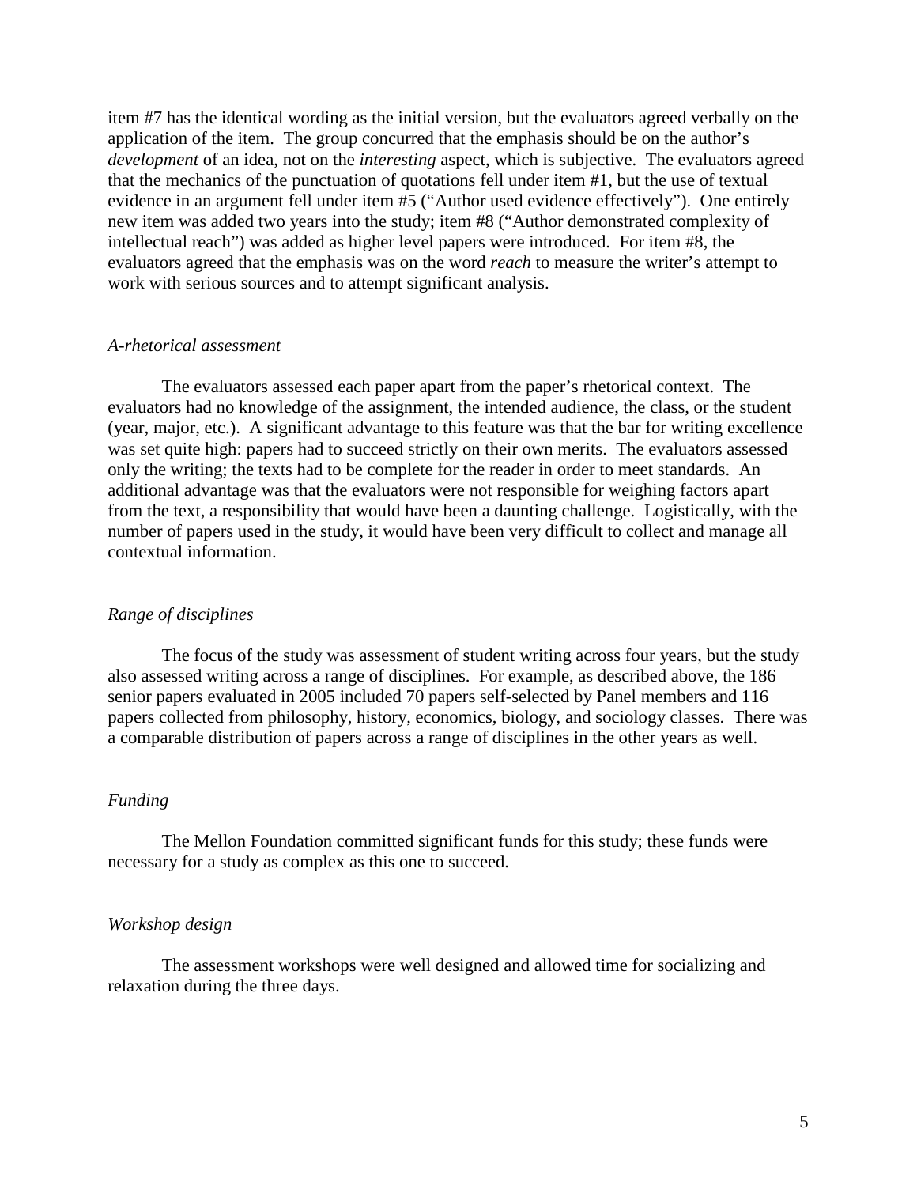item #7 has the identical wording as the initial version, but the evaluators agreed verbally on the application of the item. The group concurred that the emphasis should be on the author's *development* of an idea, not on the *interesting* aspect, which is subjective. The evaluators agreed that the mechanics of the punctuation of quotations fell under item #1, but the use of textual evidence in an argument fell under item #5 ("Author used evidence effectively"). One entirely new item was added two years into the study; item #8 ("Author demonstrated complexity of intellectual reach") was added as higher level papers were introduced. For item #8, the evaluators agreed that the emphasis was on the word *reach* to measure the writer's attempt to work with serious sources and to attempt significant analysis.

*A-rhetorical assessment*

The evaluators assessed each paper apart from the paper's rhetorical context. The evaluators had no knowledge of the assignment, the intended audience, the class, or the student (year, major, etc.). A significant advantage to this feature was that the bar for writing excellence was set quite high: papers had to succeed strictly on their own merits. The evaluators assessed only the writing; the texts had to be complete for the reader in order to meet standards. An additional advantage was that the evaluators were not responsible for weighing factors apart from the text, a responsibility that would have been a daunting challenge. Logistically, with the number of papers used in the study, it would have been very difficult to collect and manage all contextual information.

*Range of disciplines*

The focus of the study was assessment of student writing across four years, but the study also assessed writing across a range of disciplines. For example, as described above, the 186 senior papers evaluated in 2005 included 70 papers self-selected by Panel members and 116 papers collected from philosophy, history, economics, biology, and sociology classes. There was a comparable distribution of papers across a range of disciplines in the other years as well.

*Funding*

The Mellon Foundation committed significant funds for this study; these funds were necessary for a study as complex as this one to succeed.

*Workshop design*

The assessment workshops were well designed and allowed time for socializing and relaxation during the three days.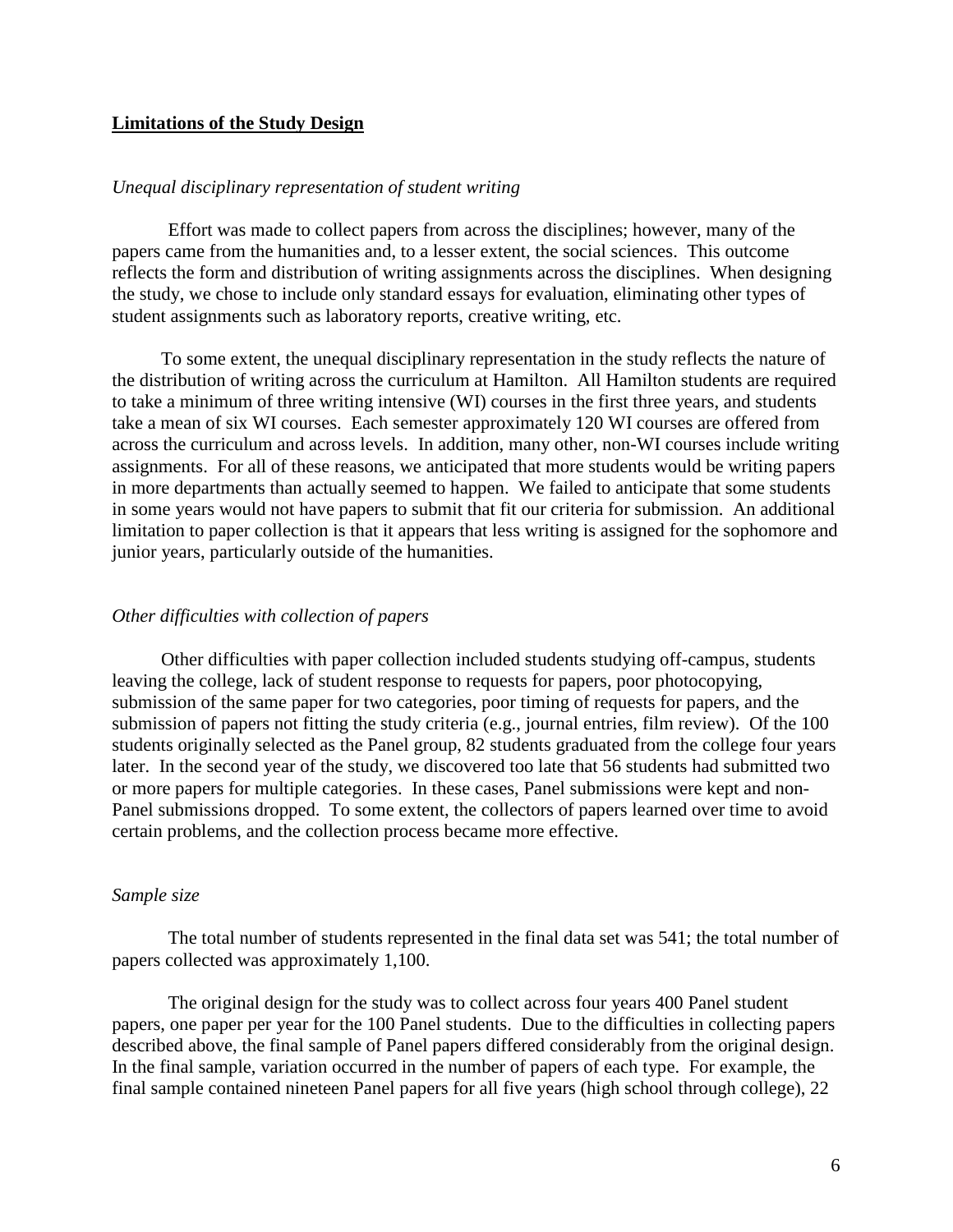## Limitations of the Study Design

### *Unequal disciplinary representation of student writing*

Effort was made to collect papers from across the disciplines; however, many of the papers came from the humanities and, to a lesser extent, the social sciences. This outcome reflects the form and distribution of writing assignments across the disciplines. When designing the study, we chose to include only standard essays for evaluation, eliminating other types of student assignments such as laboratory reports, creative writing, etc.

To some extent, the unequal disciplinary representation in the study reflects the nature of the distribution of writing across the curriculum at Hamilton. All Hamilton students are required to take a minimum of three writing intensive (WI) courses in the first three years, and students take a mean of six WI courses. Each semester approximately 120 WI courses are offered from across the curriculum and across levels. In addition, many other, non-WI courses include writing assignments. For all of these reasons, we anticipated that more students would be writing papers in more departments than actually seemed to happen. We failed to anticipate that some students in some years would not have papers to submit that fit our criteria for submission. An additional limitation to paper collection is that it appears that less writing is assigned for the sophomore and junior years, particularly outside of the humanities.

### *Other difficulties with collection of papers*

Other difficulties with paper collection included students studying off-campus, students leaving the college, lack of student response to requests for papers, poor photocopying, submission of the same paper for two categories, poor timing of requests for papers, and the submission of papers not fitting the study criteria (e.g., journal entries, film review). Of the 100 students originally selected as the Panel group, 82 students graduated from the college four years later. In the second year of the study, we discovered too late that 56 students had submitted two or more papers for multiple categories. In these cases, Panel submissions were kept and non-Panel submissions dropped. To some extent, the collectors of papers learned over time to avoid certain problems, and the collection process became more effective.

### *Sample size*

The total number of students represented in the final data set was 541; the total number of papers collected was approximately 1,100.

The original design for the study was to collect across four years 400 Panel student papers, one paper per year for the 100 Panel students. Due to the difficulties in collecting papers described above, the final sample of Panel papers differed considerably from the original design. In the final sample, variation occurred in the number of papers of each type. For example, the final sample contained nineteen Panel papers for all five years (high school through college), 22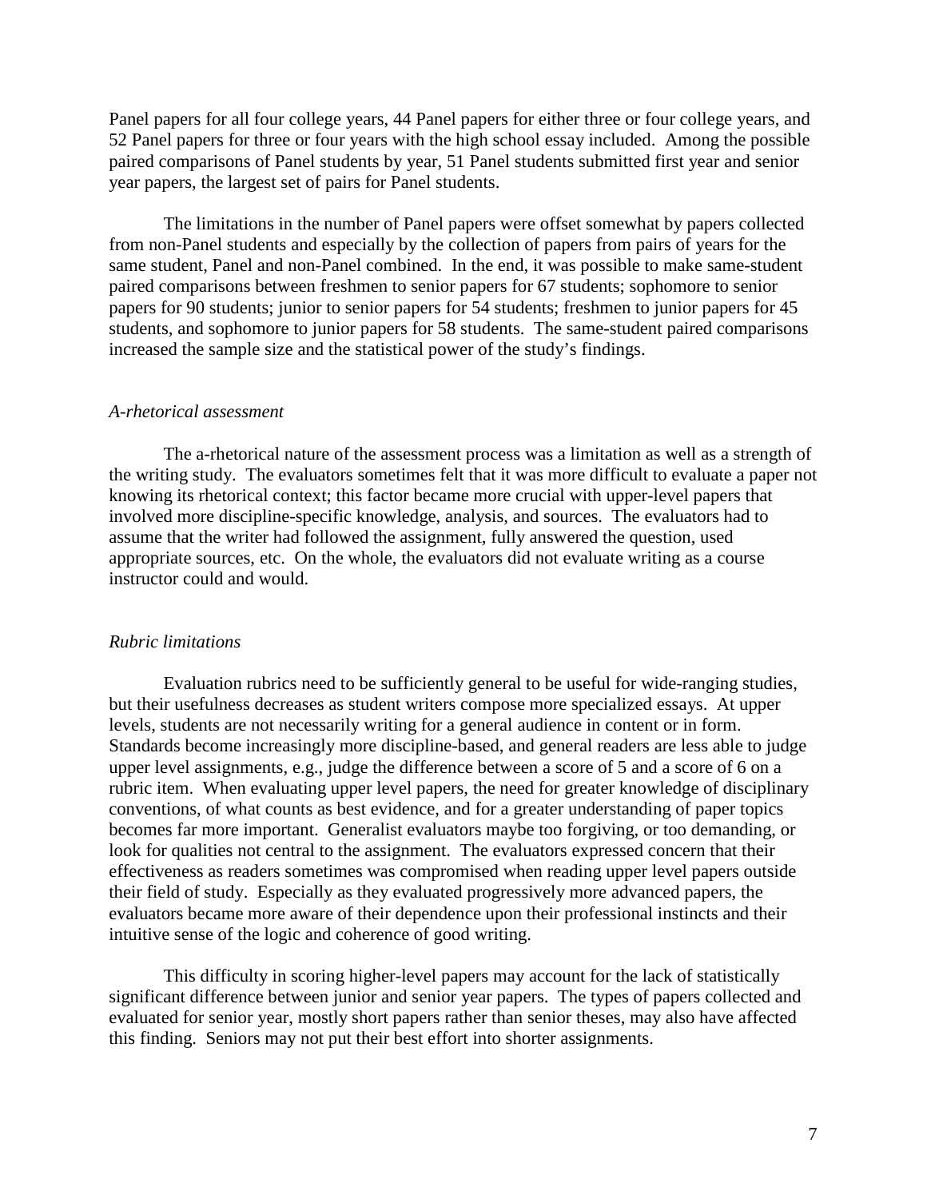Panel papers for all four college years, 44 Panel papers for either three or four college years, and 52 Panel papers for three or four years with the high school essay included. Among the possible paired comparisons of Panel students by year, 51 Panel students submitted first year and senior year papers, the largest set of pairs for Panel students.

The limitations in the number of Panel papers were offset somewhat by papers collected from non-Panel students and especially by the collection of papers from pairs of years for the same student, Panel and non-Panel combined. In the end, it was possible to make same-student paired comparisons between freshmen to senior papers for 67 students; sophomore to senior papers for 90 students; junior to senior papers for 54 students; freshmen to junior papers for 45 students, and sophomore to junior papers for 58 students. The same-student paired comparisons increased the sample size and the statistical power of the study's findings.

*A-rhetorical assessment*

The a-rhetorical nature of the assessment process was a limitation as well as a strength of the writing study. The evaluators sometimes felt that it was more difficult to evaluate a paper not knowing its rhetorical context; this factor became more crucial with upper-level papers that involved more discipline-specific knowledge, analysis, and sources. The evaluators had to assume that the writer had followed the assignment, fully answered the question, used appropriate sources, etc. On the whole, the evaluators did not evaluate writing as a course instructor could and would.

*Rubric limitations*

Evaluation rubrics need to be sufficiently general to be useful for wide-ranging studies, but their usefulness decreases as student writers compose more specialized essays. At upper levels, students are not necessarily writing for a general audience in content or in form. Standards become increasingly more discipline-based, and general readers are less able to judge upper level assignments, e.g., judge the difference between a score of 5 and a score of 6 on a rubric item. When evaluating upper level papers, the need for greater knowledge of disciplinary conventions, of what counts as best evidence, and for a greater understanding of paper topics becomes far more important. Generalist evaluators maybe too forgiving, or too demanding, or look for qualities not central to the assignment. The evaluators expressed concern that their effectiveness as readers sometimes was compromised when reading upper level papers outside their field of study. Especially as they evaluated progressively more advanced papers, the evaluators became more aware of their dependence upon their professional instincts and their intuitive sense of the logic and coherence of good writing.

This difficulty in scoring higher-level papers may account for the lack of statistically significant difference between junior and senior year papers. The types of papers collected and evaluated for senior year, mostly short papers rather than senior theses, may also have affected this finding. Seniors may not put their best effort into shorter assignments.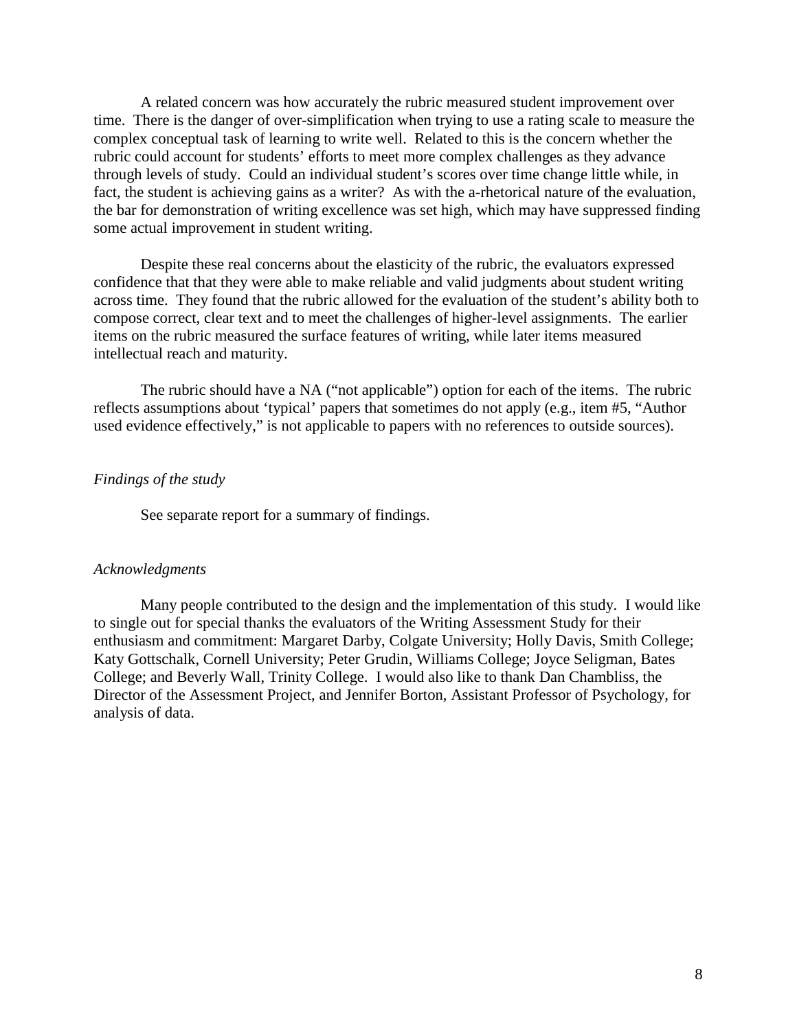A related concern was how accurately the rubric measured student improvement over time. There is the danger of over-simplification when trying to use a rating scale to measure the complex conceptual task of learning to write well. Related to this is the concern whether the rubric could account for students' efforts to meet more complex challenges as they advance through levels of study. Could an individual student's scores over time change little while, in fact, the student is achieving gains as a writer? As with the a-rhetorical nature of the evaluation, the bar for demonstration of writing excellence was set high, which may have suppressed finding some actual improvement in student writing.

Despite these real concerns about the elasticity of the rubric, the evaluators expressed confidence that that they were able to make reliable and valid judgments about student writing across time. They found that the rubric allowed for the evaluation of the student's ability both to compose correct, clear text and to meet the challenges of higher-level assignments. The earlier items on the rubric measured the surface features of writing, while later items measured intellectual reach and maturity.

The rubric should have a NA ("not applicable") option for each of the items. The rubric reflects assumptions about 'typical' papers that sometimes do not apply (e.g., item #5, "Author used evidence effectively," is not applicable to papers with no references to outside sources).

*Findings of the study*

See separate report for a summary of findings.

*Acknowledgments*

Many people contributed to the design and the implementation of this study. I would like to single out for special thanks the evaluators of the Writing Assessment Study for their enthusiasm and commitment: Margaret Darby, Colgate University; Holly Davis, Smith College; Katy Gottschalk, Cornell University; Peter Grudin, Williams College; Joyce Seligman, Bates College; and Beverly Wall, Trinity College. I would also like to thank Dan Chambliss, the Director of the Assessment Project, and Jennifer Borton, Assistant Professor of Psychology, for analysis of data.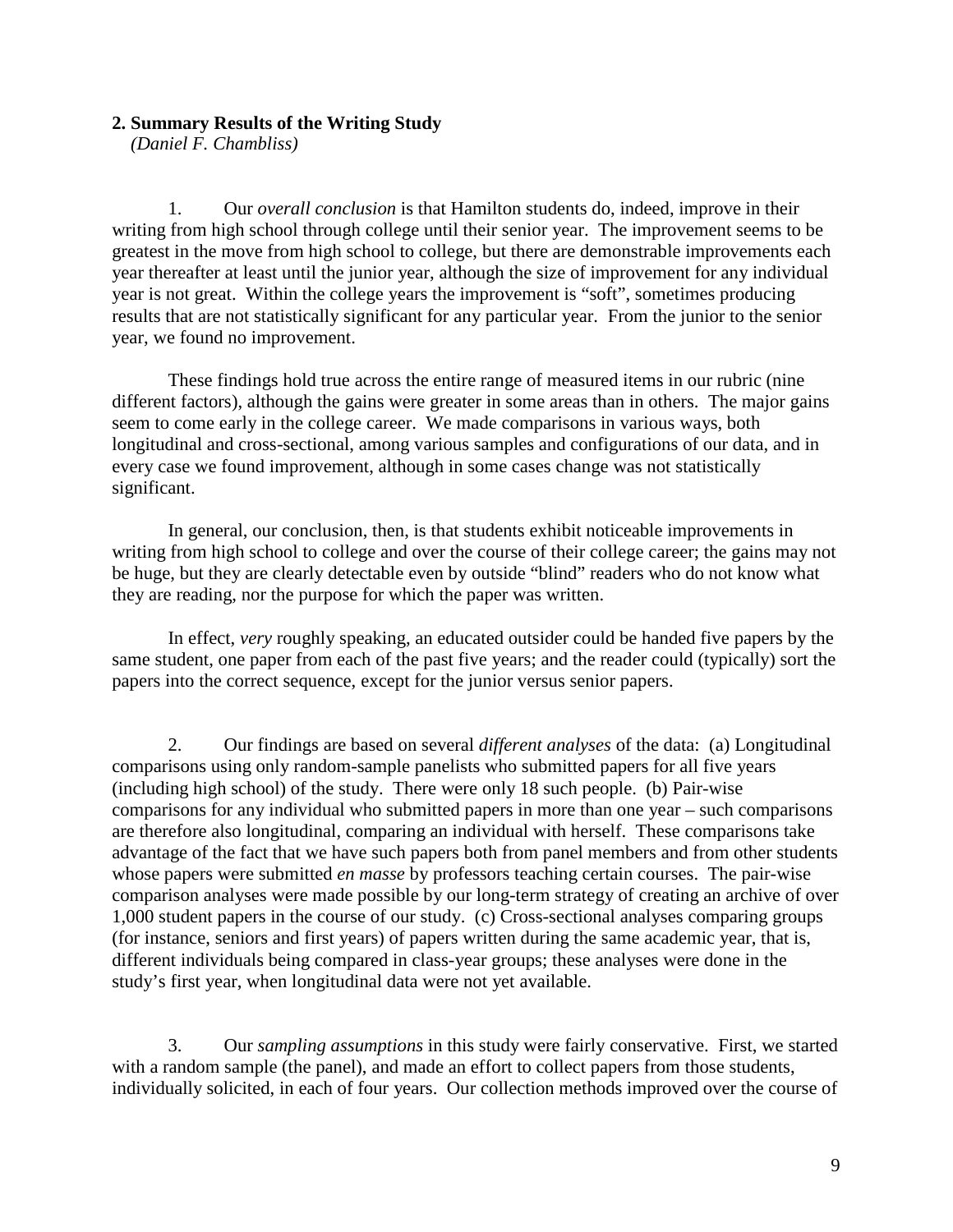## 2. Summary Results of the Writing Study

*(Daniel F. Chambliss)*

1. Our *overall conclusion* is that Hamilton students do, indeed, improve in their writing from high school through college until their senior year. The improvement seems to be greatest in the move from high school to college, but there are demonstrable improvements each year thereafter at least until the junior year, although the size of improvement for any individual year is not great. Within the college years the improvement is "soft", sometimes producing results that are not statistically significant for any particular year. From the junior to the senior year, we found no improvement.

These findings hold true across the entire range of measured items in our rubric (nine different factors), although the gains were greater in some areas than in others. The major gains seem to come early in the college career. We made comparisons in various ways, both longitudinal and cross-sectional, among various samples and configurations of our data, and in every case we found improvement, although in some cases change was not statistically significant.

In general, our conclusion, then, is that students exhibit noticeable improvements in writing from high school to college and over the course of their college career; the gains may not be huge, but they are clearly detectable even by outside "blind" readers who do not know what they are reading, nor the purpose for which the paper was written.

In effect, *very* roughly speaking, an educated outsider could be handed five papers by the same student, one paper from each of the past five years; and the reader could (typically) sort the papers into the correct sequence, except for the junior versus senior papers.

2. Our findings are based on several *different analyses* of the data: (a) Longitudinal comparisons using only random-sample panelists who submitted papers for all five years (including high school) of the study. There were only 18 such people. (b) Pair-wise comparisons for any individual who submitted papers in more than one year – such comparisons are therefore also longitudinal, comparing an individual with herself. These comparisons take advantage of the fact that we have such papers both from panel members and from other students whose papers were submitted *en masse* by professors teaching certain courses. The pair-wise comparison analyses were made possible by our long-term strategy of creating an archive of over 1,000 student papers in the course of our study. (c) Cross-sectional analyses comparing groups (for instance, seniors and first years) of papers written during the same academic year, that is, different individuals being compared in class-year groups; these analyses were done in the study's first year, when longitudinal data were not yet available.

3. Our *sampling assumptions* in this study were fairly conservative. First, we started with a random sample (the panel), and made an effort to collect papers from those students, individually solicited, in each of four years. Our collection methods improved over the course of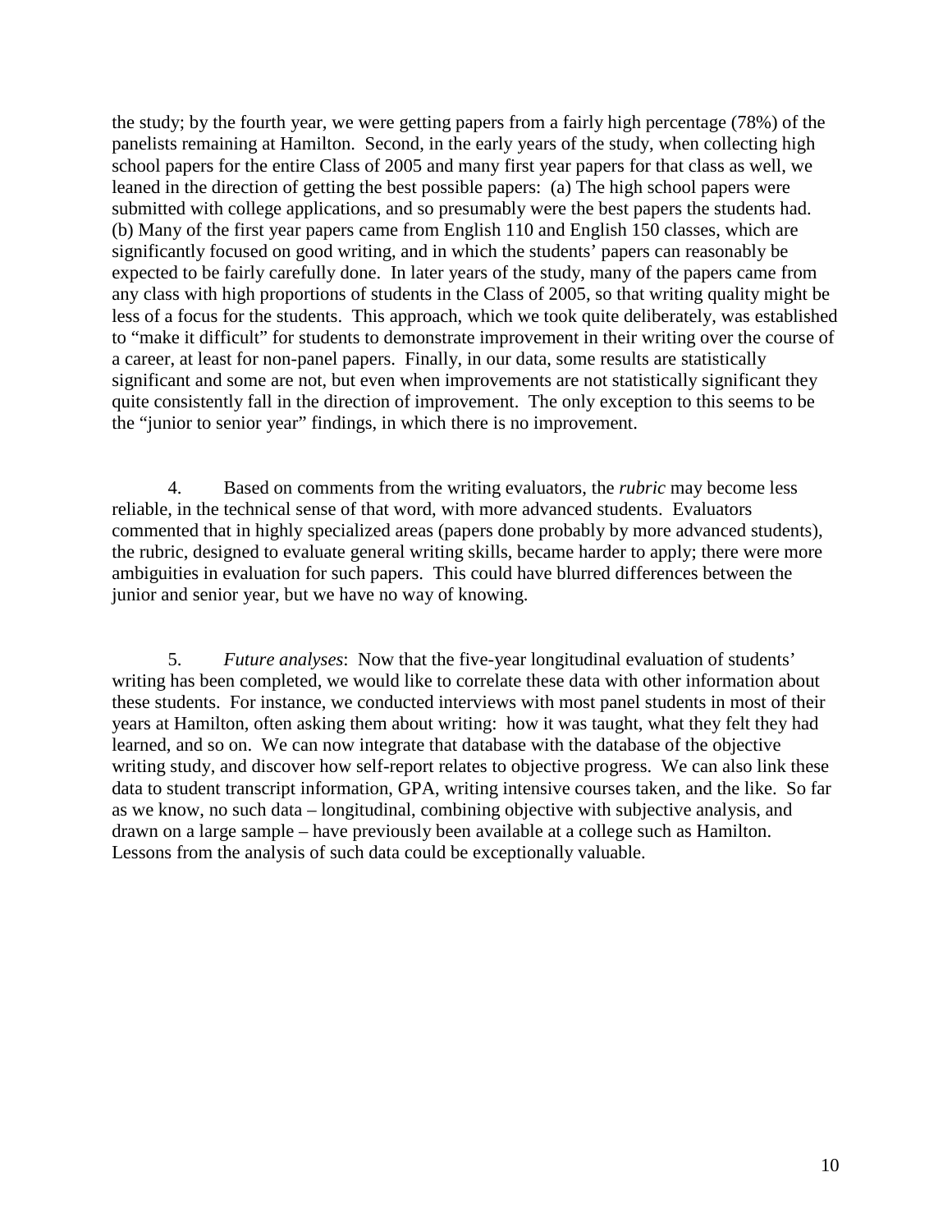the study; by the fourth year, we were getting papers from a fairly high percentage (78%) of the panelists remaining at Hamilton. Second, in the early years of the study, when collecting high school papers for the entire Class of 2005 and many first year papers for that class as well, we leaned in the direction of getting the best possible papers: (a) The high school papers were submitted with college applications, and so presumably were the best papers the students had. (b) Many of the first year papers came from English 110 and English 150 classes, which are significantly focused on good writing, and in which the students' papers can reasonably be expected to be fairly carefully done. In later years of the study, many of the papers came from any class with high proportions of students in the Class of 2005, so that writing quality might be less of a focus for the students. This approach, which we took quite deliberately, was established to "make it difficult" for students to demonstrate improvement in their writing over the course of a career, at least for non-panel papers. Finally, in our data, some results are statistically significant and some are not, but even when improvements are not statistically significant they quite consistently fall in the direction of improvement. The only exception to this seems to be the "junior to senior year" findings, in which there is no improvement.

4. Based on comments from the writing evaluators, the *rubric* may become less reliable, in the technical sense of that word, with more advanced students. Evaluators commented that in highly specialized areas (papers done probably by more advanced students), the rubric, designed to evaluate general writing skills, became harder to apply; there were more ambiguities in evaluation for such papers. This could have blurred differences between the junior and senior year, but we have no way of knowing.

5. *Future analyses*: Now that the five-year longitudinal evaluation of students' writing has been completed, we would like to correlate these data with other information about these students. For instance, we conducted interviews with most panel students in most of their years at Hamilton, often asking them about writing: how it was taught, what they felt they had learned, and so on. We can now integrate that database with the database of the objective writing study, and discover how self-report relates to objective progress. We can also link these data to student transcript information, GPA, writing intensive courses taken, and the like. So far as we know, no such data – longitudinal, combining objective with subjective analysis, and drawn on a large sample – have previously been available at a college such as Hamilton. Lessons from the analysis of such data could be exceptionally valuable.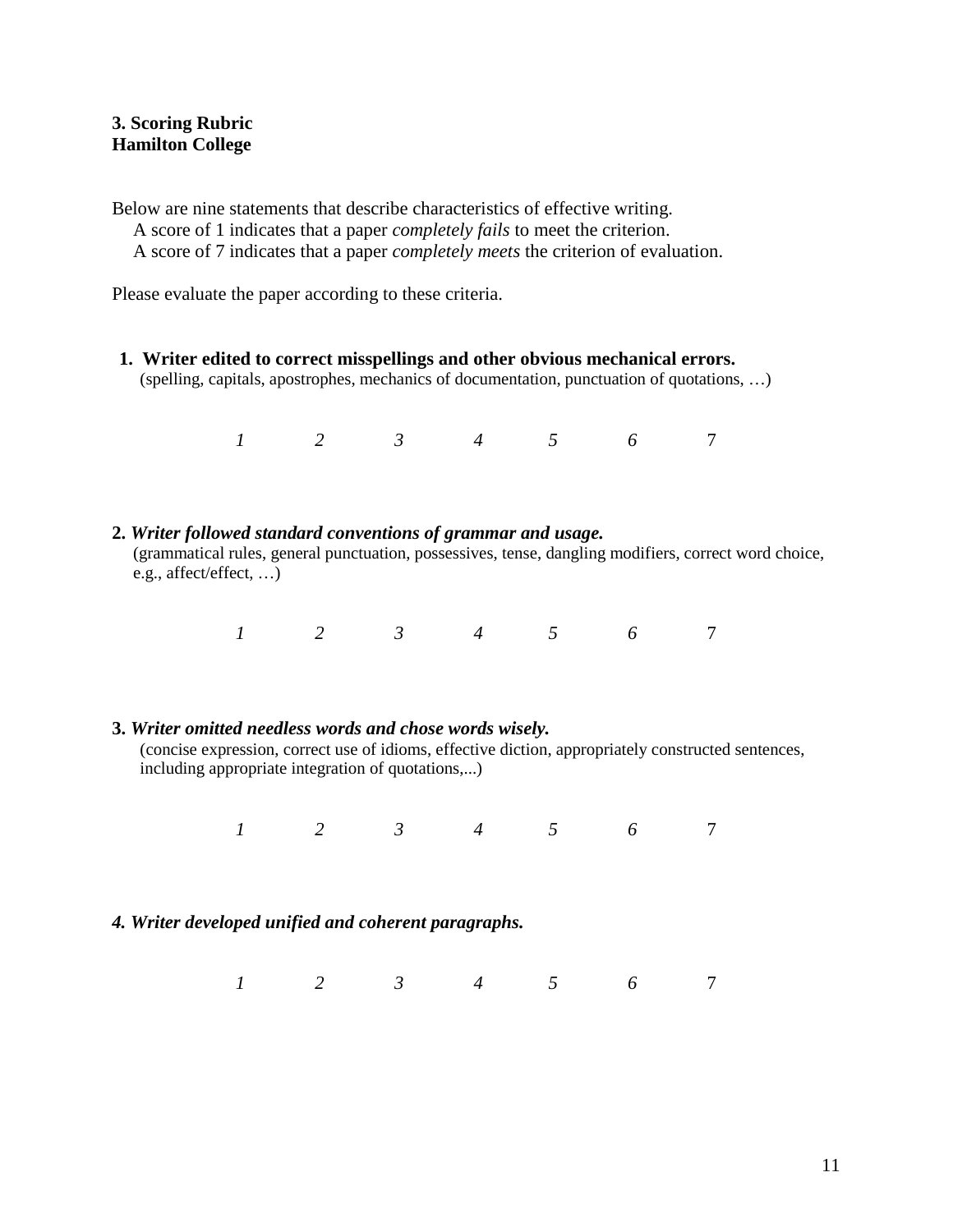**3. Scoring Rubric**
**Hamilton College**

Below are nine statements that describe characteristics of effective writing.
A score of 1 indicates that a paper *completely fails* to meet the criterion.
A score of 7 indicates that a paper *completely meets* the criterion of evaluation.

Please evaluate the paper according to these criteria.

**1. Writer edited to correct misspellings and other obvious mechanical errors.**
(spelling, capitals, apostrophes, mechanics of documentation, punctuation of quotations, …)

*1 2 3 4 5 6* 7

**2. *Writer followed standard conventions of grammar and usage.***
(grammatical rules, general punctuation, possessives, tense, dangling modifiers, correct word choice, e.g., affect/effect, …)

*1 2 3 4 5 6* 7

**3. *Writer omitted needless words and chose words wisely.***
(concise expression, correct use of idioms, effective diction, appropriately constructed sentences, including appropriate integration of quotations,...)

*1 2 3 4 5 6* 7

***4. Writer developed unified and coherent paragraphs.***

*1 2 3 4 5 6* 7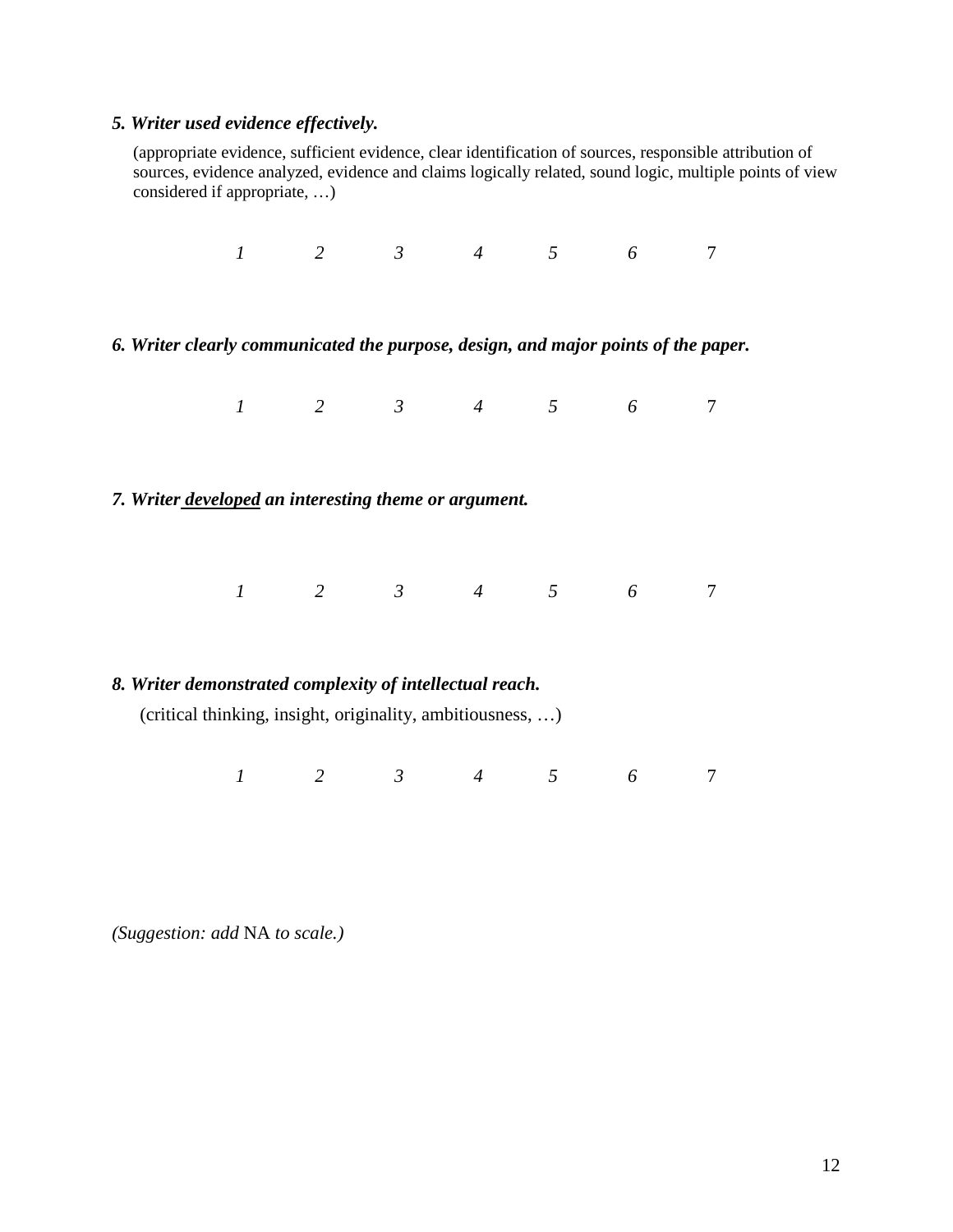***5. Writer used evidence effectively.***

(appropriate evidence, sufficient evidence, clear identification of sources, responsible attribution of sources, evidence analyzed, evidence and claims logically related, sound logic, multiple points of view considered if appropriate, …)

*1 2 3 4 5 6 7*

***6. Writer clearly communicated the purpose, design, and major points of the paper.***

*1 2 3 4 5 6 7*

***7. Writer <u>developed</u> an interesting theme or argument.***

*1 2 3 4 5 6 7*

***8. Writer demonstrated complexity of intellectual reach.***

(critical thinking, insight, originality, ambitiousness, …)

*1 2 3 4 5 6 7*

*(Suggestion: add* NA *to scale.)*